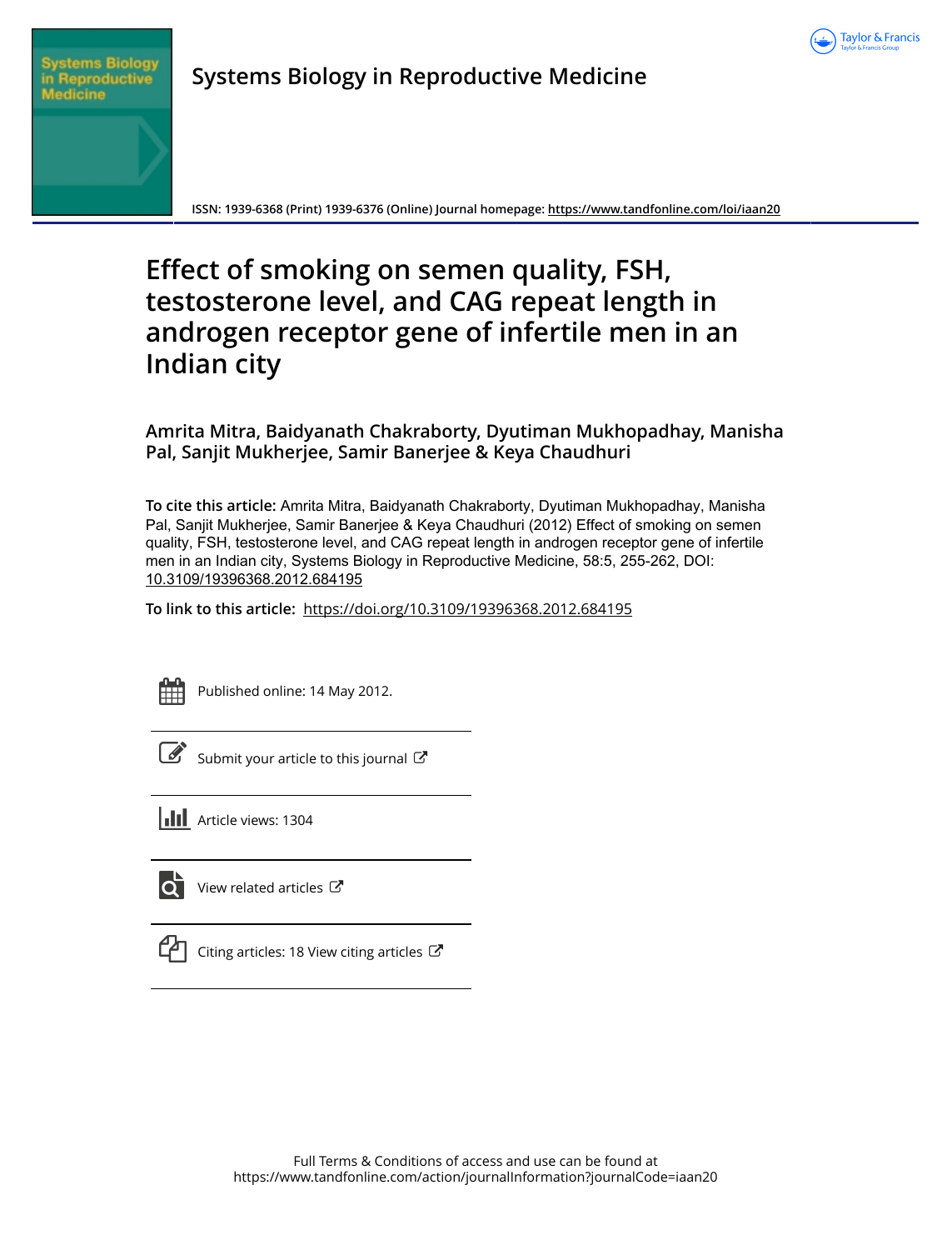Systems Biology in Reproductive Medicine

ISSN: 1939-6368 (Print) 1939-6376 (Online) Journal homepage: https://www.tandfonline.com/loi/iaan20

# Effect of smoking on semen quality, FSH, testosterone level, and CAG repeat length in androgen receptor gene of infertile men in an Indian city

**Amrita Mitra, Baidyanath Chakraborty, Dyutiman Mukhopadhay, Manisha Pal, Sanjit Mukherjee, Samir Banerjee & Keya Chaudhuri**

**To cite this article:** Amrita Mitra, Baidyanath Chakraborty, Dyutiman Mukhopadhay, Manisha Pal, Sanjit Mukherjee, Samir Banerjee & Keya Chaudhuri (2012) Effect of smoking on semen quality, FSH, testosterone level, and CAG repeat length in androgen receptor gene of infertile men in an Indian city, Systems Biology in Reproductive Medicine, 58:5, 255-262, DOI: 10.3109/19396368.2012.684195

**To link to this article:** https://doi.org/10.3109/19396368.2012.684195

Published online: 14 May 2012.

Submit your article to this journal

Article views: 1304

View related articles

Citing articles: 18 View citing articles

Full Terms & Conditions of access and use can be found at https://www.tandfonline.com/action/journalInformation?journalCode=iaan20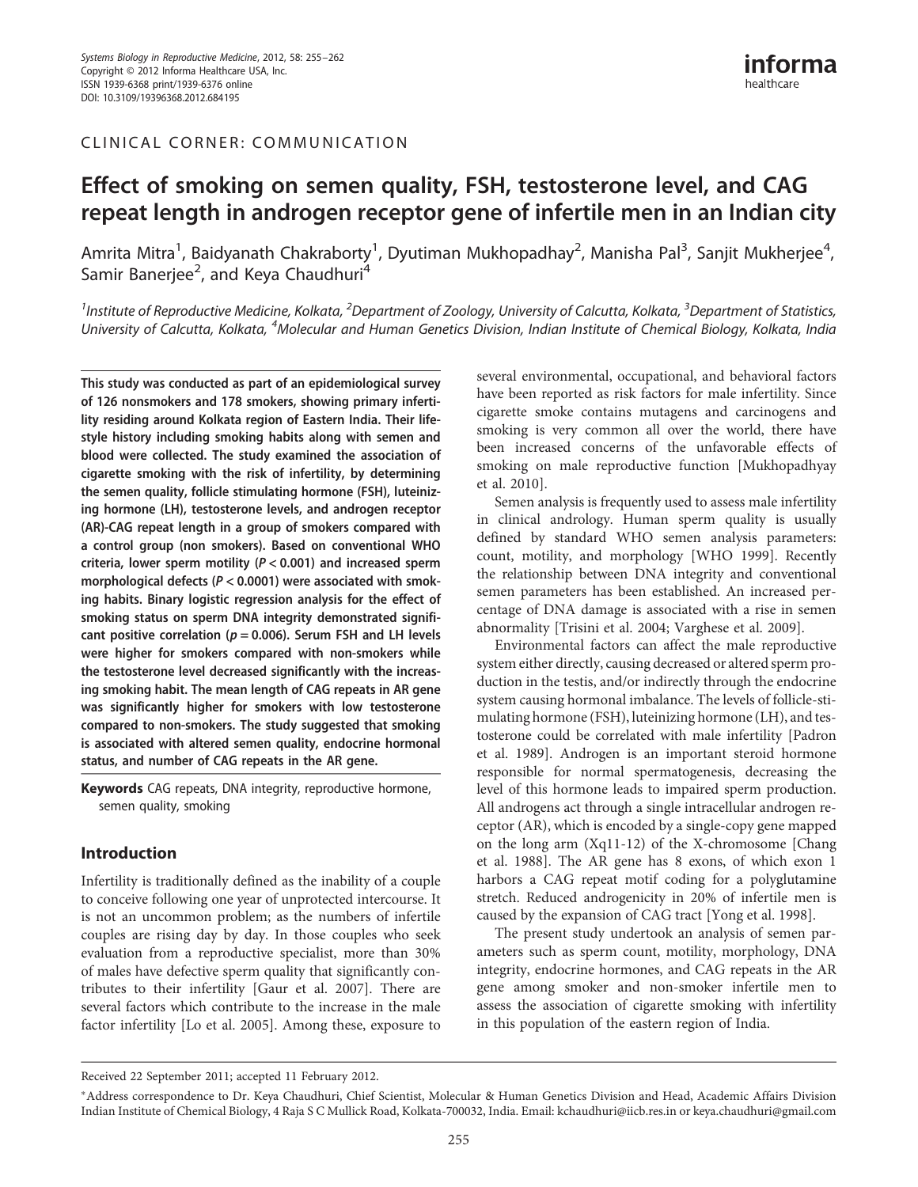CLINICAL CORNER: COMMUNICATION

# Effect of smoking on semen quality, FSH, testosterone level, and CAG repeat length in androgen receptor gene of infertile men in an Indian city

Amrita Mitra[1], Baidyanath Chakraborty[1], Dyutiman Mukhopadhay[2], Manisha Pal[3], Sanjit Mukherjee[4], Samir Banerjee[2], and Keya Chaudhuri[4]

[1]Institute of Reproductive Medicine, Kolkata, [2]Department of Zoology, University of Calcutta, Kolkata, [3]Department of Statistics, University of Calcutta, Kolkata, [4]Molecular and Human Genetics Division, Indian Institute of Chemical Biology, Kolkata, India

**This study was conducted as part of an epidemiological survey of 126 nonsmokers and 178 smokers, showing primary infertility residing around Kolkata region of Eastern India. Their lifestyle history including smoking habits along with semen and blood were collected. The study examined the association of cigarette smoking with the risk of infertility, by determining the semen quality, follicle stimulating hormone (FSH), luteinizing hormone (LH), testosterone levels, and androgen receptor (AR)-CAG repeat length in a group of smokers compared with a control group (non smokers). Based on conventional WHO criteria, lower sperm motility ($P < 0.001$) and increased sperm morphological defects ($P < 0.0001$) were associated with smoking habits. Binary logistic regression analysis for the effect of smoking status on sperm DNA integrity demonstrated significant positive correlation ($p = 0.006$). Serum FSH and LH levels were higher for smokers compared with non-smokers while the testosterone level decreased significantly with the increasing smoking habit. The mean length of CAG repeats in AR gene was significantly higher for smokers with low testosterone compared to non-smokers. The study suggested that smoking is associated with altered semen quality, endocrine hormonal status, and number of CAG repeats in the AR gene.**

**Keywords** CAG repeats, DNA integrity, reproductive hormone, semen quality, smoking

## Introduction

Infertility is traditionally defined as the inability of a couple to conceive following one year of unprotected intercourse. It is not an uncommon problem; as the numbers of infertile couples are rising day by day. In those couples who seek evaluation from a reproductive specialist, more than 30% of males have defective sperm quality that significantly contributes to their infertility [Gaur et al. 2007]. There are several factors which contribute to the increase in the male factor infertility [Lo et al. 2005]. Among these, exposure to several environmental, occupational, and behavioral factors have been reported as risk factors for male infertility. Since cigarette smoke contains mutagens and carcinogens and smoking is very common all over the world, there have been increased concerns of the unfavorable effects of smoking on male reproductive function [Mukhopadhyay et al. 2010].

Semen analysis is frequently used to assess male infertility in clinical andrology. Human sperm quality is usually defined by standard WHO semen analysis parameters: count, motility, and morphology [WHO 1999]. Recently the relationship between DNA integrity and conventional semen parameters has been established. An increased percentage of DNA damage is associated with a rise in semen abnormality [Trisini et al. 2004; Varghese et al. 2009].

Environmental factors can affect the male reproductive system either directly, causing decreased or altered sperm production in the testis, and/or indirectly through the endocrine system causing hormonal imbalance. The levels of follicle-stimulating hormone (FSH), luteinizing hormone (LH), and testosterone could be correlated with male infertility [Padron et al. 1989]. Androgen is an important steroid hormone responsible for normal spermatogenesis, decreasing the level of this hormone leads to impaired sperm production. All androgens act through a single intracellular androgen receptor (AR), which is encoded by a single-copy gene mapped on the long arm (Xq11-12) of the X-chromosome [Chang et al. 1988]. The AR gene has 8 exons, of which exon 1 harbors a CAG repeat motif coding for a polyglutamine stretch. Reduced androgenicity in 20% of infertile men is caused by the expansion of CAG tract [Yong et al. 1998].

The present study undertook an analysis of semen parameters such as sperm count, motility, morphology, DNA integrity, endocrine hormones, and CAG repeats in the AR gene among smoker and non-smoker infertile men to assess the association of cigarette smoking with infertility in this population of the eastern region of India.

Received 22 September 2011; accepted 11 February 2012.

*Address correspondence to Dr. Keya Chaudhuri, Chief Scientist, Molecular & Human Genetics Division and Head, Academic Affairs Division Indian Institute of Chemical Biology, 4 Raja S C Mullick Road, Kolkata-700032, India. Email: kchaudhuri@iicb.res.in or keya.chaudhuri@gmail.com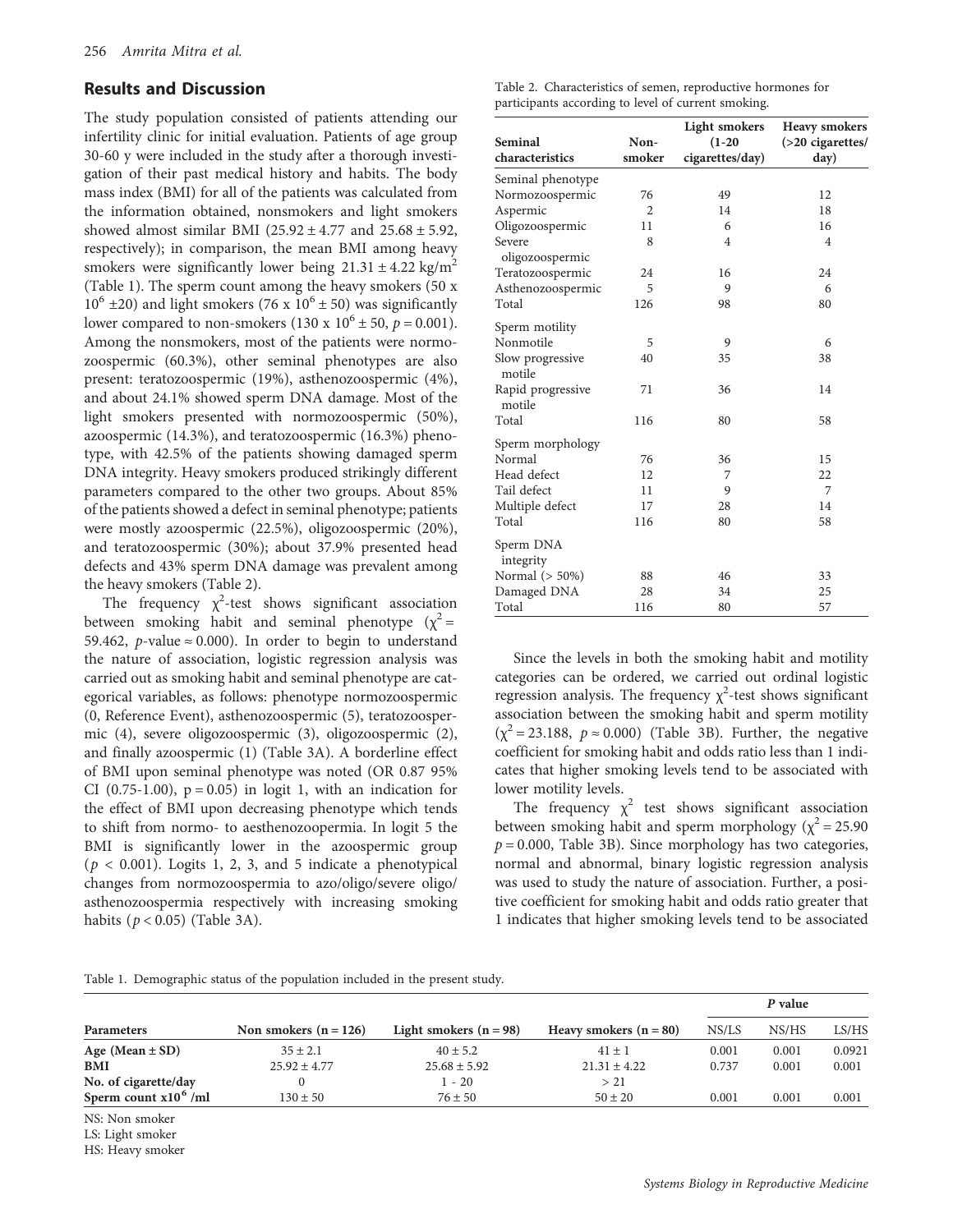## Results and Discussion

The study population consisted of patients attending our infertility clinic for initial evaluation. Patients of age group 30-60 y were included in the study after a thorough investigation of their past medical history and habits. The body mass index (BMI) for all of the patients was calculated from the information obtained, nonsmokers and light smokers showed almost similar BMI (25.92 ± 4.77 and 25.68 ± 5.92, respectively); in comparison, the mean BMI among heavy smokers were significantly lower being 21.31 ± 4.22 kg/m$^2$ (Table 1). The sperm count among the heavy smokers (50 x $10^6$ ±20) and light smokers (76 x $10^6$ ± 50) was significantly lower compared to non-smokers (130 x $10^6$ ± 50, $p = 0.001$). Among the nonsmokers, most of the patients were normozoospermic (60.3%), other seminal phenotypes are also present: teratozoospermic (19%), asthenozoospermic (4%), and about 24.1% showed sperm DNA damage. Most of the light smokers presented with normozoospermic (50%), azoospermic (14.3%), and teratozoospermic (16.3%) phenotype, with 42.5% of the patients showing damaged sperm DNA integrity. Heavy smokers produced strikingly different parameters compared to the other two groups. About 85% of the patients showed a defect in seminal phenotype; patients were mostly azoospermic (22.5%), oligozoospermic (20%), and teratozoospermic (30%); about 37.9% presented head defects and 43% sperm DNA damage was prevalent among the heavy smokers (Table 2).

The frequency $\chi^2$-test shows significant association between smoking habit and seminal phenotype ($\chi^2$ = 59.462, $p$-value ≈ 0.000). In order to begin to understand the nature of association, logistic regression analysis was carried out as smoking habit and seminal phenotype are categorical variables, as follows: phenotype normozoospermic (0, Reference Event), asthenozoospermic (5), teratozoospermic (4), severe oligozoospermic (3), oligozoospermic (2), and finally azoospermic (1) (Table 3A). A borderline effect of BMI upon seminal phenotype was noted (OR 0.87 95% CI (0.75-1.00), p = 0.05) in logit 1, with an indication for the effect of BMI upon decreasing phenotype which tends to shift from normo- to aesthenozoopermia. In logit 5 the BMI is significantly lower in the azoospermic group ($p < 0.001$). Logits 1, 2, 3, and 5 indicate a phenotypical changes from normozoospermia to azo/oligo/severe oligo/asthenozoospermia respectively with increasing smoking habits ($p < 0.05$) (Table 3A).

Table 2. Characteristics of semen, reproductive hormones for participants according to level of current smoking.

| Seminal characteristics | Non-smoker | Light smokers (1-20 cigarettes/day) | Heavy smokers (>20 cigarettes/day) |
|---|---|---|---|
| Seminal phenotype | | | |
| Normozoospermic | 76 | 49 | 12 |
| Aspermic | 2 | 14 | 18 |
| Oligozoospermic | 11 | 6 | 16 |
| Severe oligozoospermic | 8 | 4 | 4 |
| Teratozoospermic | 24 | 16 | 24 |
| Asthenozoospermic | 5 | 9 | 6 |
| Total | 126 | 98 | 80 |
| Sperm motility | | | |
| Nonmotile | 5 | 9 | 6 |
| Slow progressive motile | 40 | 35 | 38 |
| Rapid progressive motile | 71 | 36 | 14 |
| Total | 116 | 80 | 58 |
| Sperm morphology | | | |
| Normal | 76 | 36 | 15 |
| Head defect | 12 | 7 | 22 |
| Tail defect | 11 | 9 | 7 |
| Multiple defect | 17 | 28 | 14 |
| Total | 116 | 80 | 58 |
| Sperm DNA integrity | | | |
| Normal (> 50%) | 88 | 46 | 33 |
| Damaged DNA | 28 | 34 | 25 |
| Total | 116 | 80 | 57 |

Since the levels in both the smoking habit and motility categories can be ordered, we carried out ordinal logistic regression analysis. The frequency $\chi^2$-test shows significant association between the smoking habit and sperm motility ($\chi^2 = 23.188$, $p \approx 0.000$) (Table 3B). Further, the negative coefficient for smoking habit and odds ratio less than 1 indicates that higher smoking levels tend to be associated with lower motility levels.

The frequency $\chi^2$ test shows significant association between smoking habit and sperm morphology ($\chi^2 = 25.90$ $p = 0.000$, Table 3B). Since morphology has two categories, normal and abnormal, binary logistic regression analysis was used to study the nature of association. Further, a positive coefficient for smoking habit and odds ratio greater that 1 indicates that higher smoking levels tend to be associated

Table 1. Demographic status of the population included in the present study.

| Parameters | Non smokers (n = 126) | Light smokers (n = 98) | Heavy smokers (n = 80) | *P* value | | |
|---|---|---|---|---|---|---|
| | | | | NS/LS | NS/HS | LS/HS |
| **Age (Mean ± SD)** | 35 ± 2.1 | 40 ± 5.2 | 41 ± 1 | 0.001 | 0.001 | 0.0921 |
| **BMI** | 25.92 ± 4.77 | 25.68 ± 5.92 | 21.31 ± 4.22 | 0.737 | 0.001 | 0.001 |
| **No. of cigarette/day** | 0 | 1 - 20 | > 21 | | | |
| **Sperm count x$10^6$ /ml** | 130 ± 50 | 76 ± 50 | 50 ± 20 | 0.001 | 0.001 | 0.001 |

NS: Non smoker
LS: Light smoker
HS: Heavy smoker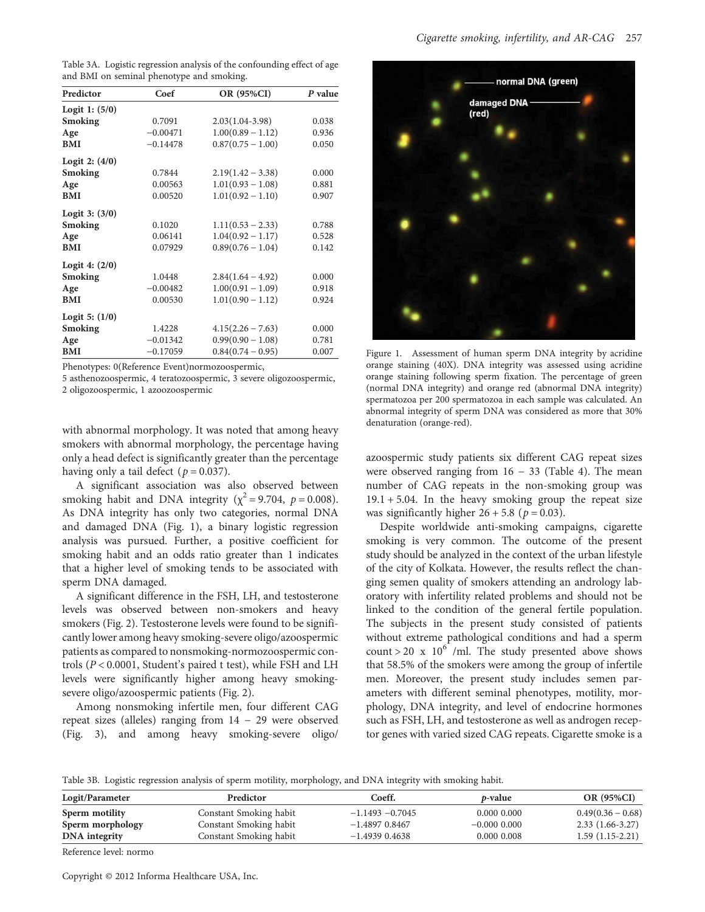Table 3A. Logistic regression analysis of the confounding effect of age and BMI on seminal phenotype and smoking.

| Predictor | Coef | OR (95%CI) | P value |
|---|---|---|---|
| **Logit 1: (5/0)** | | | |
| Smoking | 0.7091 | 2.03(1.04-3.98) | 0.038 |
| Age | −0.00471 | 1.00(0.89 – 1.12) | 0.936 |
| BMI | −0.14478 | 0.87(0.75 – 1.00) | 0.050 |
| **Logit 2: (4/0)** | | | |
| Smoking | 0.7844 | 2.19(1.42 – 3.38) | 0.000 |
| Age | 0.00563 | 1.01(0.93 – 1.08) | 0.881 |
| BMI | 0.00520 | 1.01(0.92 – 1.10) | 0.907 |
| **Logit 3: (3/0)** | | | |
| Smoking | 0.1020 | 1.11(0.53 – 2.33) | 0.788 |
| Age | 0.06141 | 1.04(0.92 – 1.17) | 0.528 |
| BMI | 0.07929 | 0.89(0.76 – 1.04) | 0.142 |
| **Logit 4: (2/0)** | | | |
| Smoking | 1.0448 | 2.84(1.64 – 4.92) | 0.000 |
| Age | −0.00482 | 1.00(0.91 – 1.09) | 0.918 |
| BMI | 0.00530 | 1.01(0.90 – 1.12) | 0.924 |
| **Logit 5: (1/0)** | | | |
| Smoking | 1.4228 | 4.15(2.26 – 7.63) | 0.000 |
| Age | −0.01342 | 0.99(0.90 – 1.08) | 0.781 |
| BMI | −0.17059 | 0.84(0.74 – 0.95) | 0.007 |

Phenotypes: 0(Reference Event)normozoospermic, 5 asthenozoospermic, 4 teratozoospermic, 3 severe oligozoospermic, 2 oligozoospermic, 1 azoozoospermic

with abnormal morphology. It was noted that among heavy smokers with abnormal morphology, the percentage having only a head defect is significantly greater than the percentage having only a tail defect ($p = 0.037$).

A significant association was also observed between smoking habit and DNA integrity ($\chi^2 = 9.704$, $p = 0.008$). As DNA integrity has only two categories, normal DNA and damaged DNA (Fig. 1), a binary logistic regression analysis was pursued. Further, a positive coefficient for smoking habit and an odds ratio greater than 1 indicates that a higher level of smoking tends to be associated with sperm DNA damaged.

A significant difference in the FSH, LH, and testosterone levels was observed between non-smokers and heavy smokers (Fig. 2). Testosterone levels were found to be significantly lower among heavy smoking-severe oligo/azoospermic patients as compared to nonsmoking-normozoospermic controls ($P < 0.0001$, Student's paired t test), while FSH and LH levels were significantly higher among heavy smoking-severe oligo/azoospermic patients (Fig. 2).

Among nonsmoking infertile men, four different CAG repeat sizes (alleles) ranging from 14 – 29 were observed (Fig. 3), and among heavy smoking-severe oligo/azoospermic study patients six different CAG repeat sizes were observed ranging from 16 – 33 (Table 4). The mean number of CAG repeats in the non-smoking group was 19.1 + 5.04. In the heavy smoking group the repeat size was significantly higher 26 + 5.8 ($p = 0.03$).

Figure 1. Assessment of human sperm DNA integrity by acridine orange staining (40X). DNA integrity was assessed using acridine orange staining following sperm fixation. The percentage of green (normal DNA integrity) and orange red (abnormal DNA integrity) spermatozoa per 200 spermatozoa in each sample was calculated. An abnormal integrity of sperm DNA was considered as more that 30% denaturation (orange-red).

Despite worldwide anti-smoking campaigns, cigarette smoking is very common. The outcome of the present study should be analyzed in the context of the urban lifestyle of the city of Kolkata. However, the results reflect the changing semen quality of smokers attending an andrology laboratory with infertility related problems and should not be linked to the condition of the general fertile population. The subjects in the present study consisted of patients without extreme pathological conditions and had a sperm count > 20 x $10^6$ /ml. The study presented above shows that 58.5% of the smokers were among the group of infertile men. Moreover, the present study includes semen parameters with different seminal phenotypes, motility, morphology, DNA integrity, and level of endocrine hormones such as FSH, LH, and testosterone as well as androgen receptor genes with varied sized CAG repeats. Cigarette smoke is a

Table 3B. Logistic regression analysis of sperm motility, morphology, and DNA integrity with smoking habit.

| Logit/Parameter | Predictor | Coeff. | p-value | OR (95%CI) |
|---|---|---|---|---|
| **Sperm motility** | Constant Smoking habit | −1.1493 −0.7045 | 0.000 0.000 | 0.49(0.36 – 0.68) |
| **Sperm morphology** | Constant Smoking habit | −1.4897 0.8467 | −0.000 0.000 | 2.33 (1.66-3.27) |
| **DNA integrity** | Constant Smoking habit | −1.4939 0.4638 | 0.000 0.008 | 1.59 (1.15-2.21) |

Reference level: normo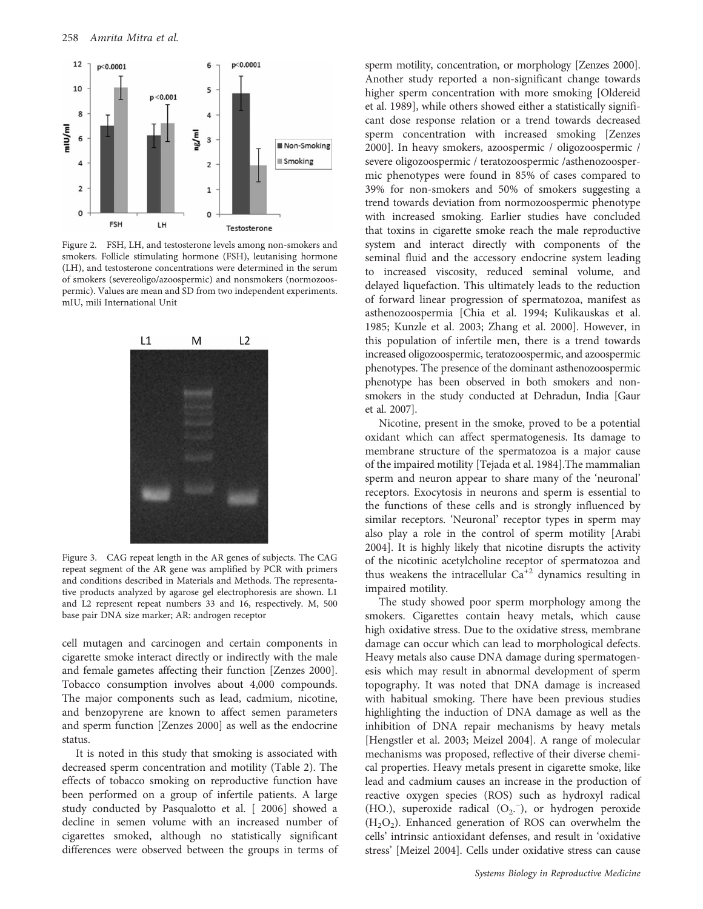Figure 2. FSH, LH, and testosterone levels among non-smokers and smokers. Follicle stimulating hormone (FSH), leutanising hormone (LH), and testosterone concentrations were determined in the serum of smokers (severeoligo/azoospermic) and nonsmokers (normozoospermic). Values are mean and SD from two independent experiments. mIU, mili International Unit

Figure 3. CAG repeat length in the AR genes of subjects. The CAG repeat segment of the AR gene was amplified by PCR with primers and conditions described in Materials and Methods. The representative products analyzed by agarose gel electrophoresis are shown. L1 and L2 represent repeat numbers 33 and 16, respectively. M, 500 base pair DNA size marker; AR: androgen receptor

cell mutagen and carcinogen and certain components in cigarette smoke interact directly or indirectly with the male and female gametes affecting their function [Zenzes 2000]. Tobacco consumption involves about 4,000 compounds. The major components such as lead, cadmium, nicotine, and benzopyrene are known to affect semen parameters and sperm function [Zenzes 2000] as well as the endocrine status.

It is noted in this study that smoking is associated with decreased sperm concentration and motility (Table 2). The effects of tobacco smoking on reproductive function have been performed on a group of infertile patients. A large study conducted by Pasqualotto et al. [ 2006] showed a decline in semen volume with an increased number of cigarettes smoked, although no statistically significant differences were observed between the groups in terms of sperm motility, concentration, or morphology [Zenzes 2000]. Another study reported a non-significant change towards higher sperm concentration with more smoking [Oldereid et al. 1989], while others showed either a statistically significant dose response relation or a trend towards decreased sperm concentration with increased smoking [Zenzes 2000]. In heavy smokers, azoospermic / oligozoospermic / severe oligozoospermic / teratozoospermic /asthenozoospermic phenotypes were found in 85% of cases compared to 39% for non-smokers and 50% of smokers suggesting a trend towards deviation from normozoospermic phenotype with increased smoking. Earlier studies have concluded that toxins in cigarette smoke reach the male reproductive system and interact directly with components of the seminal fluid and the accessory endocrine system leading to increased viscosity, reduced seminal volume, and delayed liquefaction. This ultimately leads to the reduction of forward linear progression of spermatozoa, manifest as asthenozoospermia [Chia et al. 1994; Kulikauskas et al. 1985; Kunzle et al. 2003; Zhang et al. 2000]. However, in this population of infertile men, there is a trend towards increased oligozoospermic, teratozoospermic, and azoospermic phenotypes. The presence of the dominant asthenozoospermic phenotype has been observed in both smokers and non-smokers in the study conducted at Dehradun, India [Gaur et al. 2007].

Nicotine, present in the smoke, proved to be a potential oxidant which can affect spermatogenesis. Its damage to membrane structure of the spermatozoa is a major cause of the impaired motility [Tejada et al. 1984].The mammalian sperm and neuron appear to share many of the 'neuronal' receptors. Exocytosis in neurons and sperm is essential to the functions of these cells and is strongly influenced by similar receptors. 'Neuronal' receptor types in sperm may also play a role in the control of sperm motility [Arabi 2004]. It is highly likely that nicotine disrupts the activity of the nicotinic acetylcholine receptor of spermatozoa and thus weakens the intracellular $Ca^{+2}$ dynamics resulting in impaired motility.

The study showed poor sperm morphology among the smokers. Cigarettes contain heavy metals, which cause high oxidative stress. Due to the oxidative stress, membrane damage can occur which can lead to morphological defects. Heavy metals also cause DNA damage during spermatogenesis which may result in abnormal development of sperm topography. It was noted that DNA damage is increased with habitual smoking. There have been previous studies highlighting the induction of DNA damage as well as the inhibition of DNA repair mechanisms by heavy metals [Hengstler et al. 2003; Meizel 2004]. A range of molecular mechanisms was proposed, reflective of their diverse chemical properties. Heavy metals present in cigarette smoke, like lead and cadmium causes an increase in the production of reactive oxygen species (ROS) such as hydroxyl radical (HO.), superoxide radical ($O_2.^-$), or hydrogen peroxide ($H_2O_2$). Enhanced generation of ROS can overwhelm the cells' intrinsic antioxidant defenses, and result in 'oxidative stress' [Meizel 2004]. Cells under oxidative stress can cause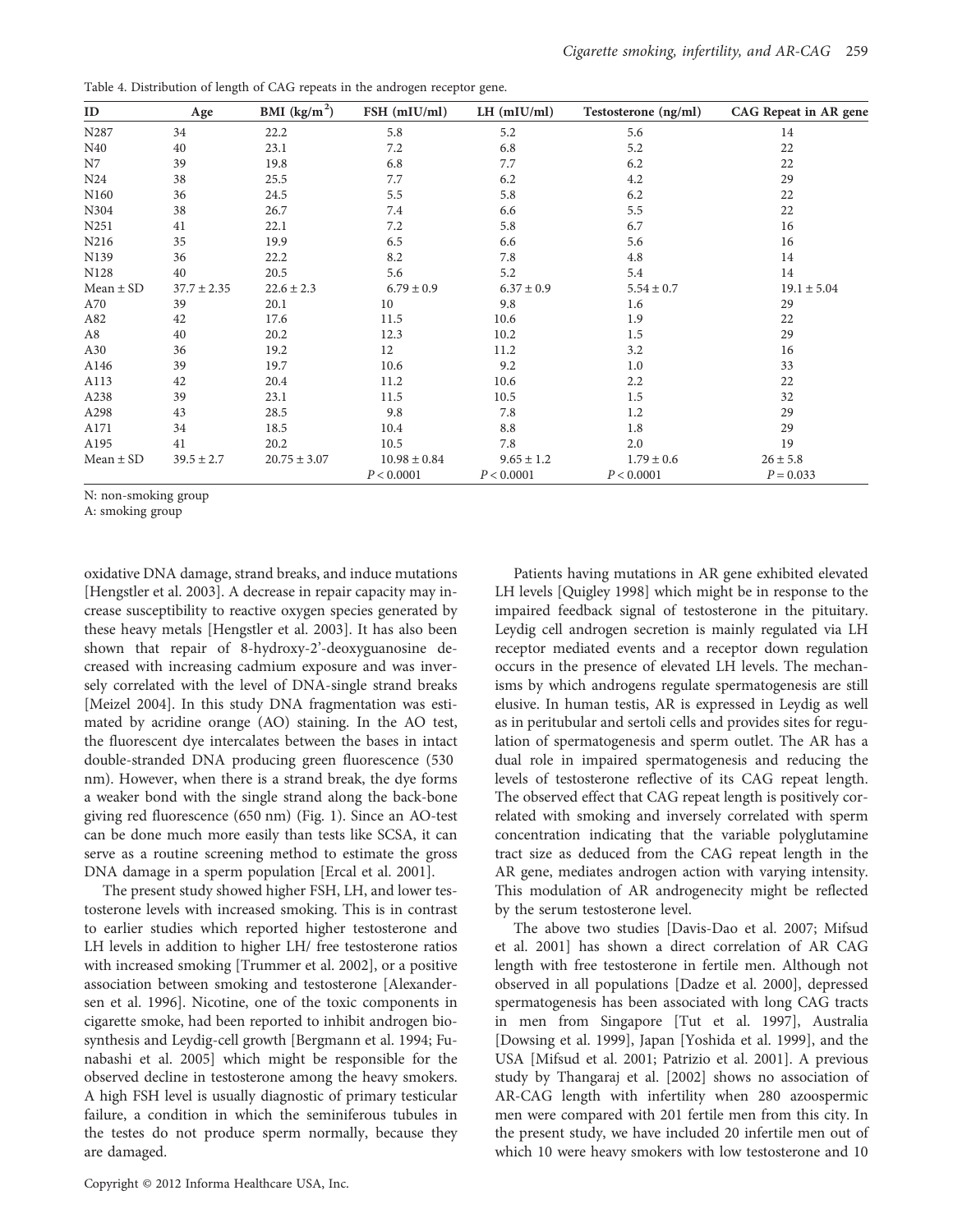Table 4. Distribution of length of CAG repeats in the androgen receptor gene.

| ID | Age | BMI (kg/m$^2$) | FSH (mIU/ml) | LH (mIU/ml) | Testosterone (ng/ml) | CAG Repeat in AR gene |
|---|---|---|---|---|---|---|
| N287 | 34 | 22.2 | 5.8 | 5.2 | 5.6 | 14 |
| N40 | 40 | 23.1 | 7.2 | 6.8 | 5.2 | 22 |
| N7 | 39 | 19.8 | 6.8 | 7.7 | 6.2 | 22 |
| N24 | 38 | 25.5 | 7.7 | 6.2 | 4.2 | 29 |
| N160 | 36 | 24.5 | 5.5 | 5.8 | 6.2 | 22 |
| N304 | 38 | 26.7 | 7.4 | 6.6 | 5.5 | 22 |
| N251 | 41 | 22.1 | 7.2 | 5.8 | 6.7 | 16 |
| N216 | 35 | 19.9 | 6.5 | 6.6 | 5.6 | 16 |
| N139 | 36 | 22.2 | 8.2 | 7.8 | 4.8 | 14 |
| N128 | 40 | 20.5 | 5.6 | 5.2 | 5.4 | 14 |
| Mean ± SD | 37.7 ± 2.35 | 22.6 ± 2.3 | 6.79 ± 0.9 | 6.37 ± 0.9 | 5.54 ± 0.7 | 19.1 ± 5.04 |
| A70 | 39 | 20.1 | 10 | 9.8 | 1.6 | 29 |
| A82 | 42 | 17.6 | 11.5 | 10.6 | 1.9 | 22 |
| A8 | 40 | 20.2 | 12.3 | 10.2 | 1.5 | 29 |
| A30 | 36 | 19.2 | 12 | 11.2 | 3.2 | 16 |
| A146 | 39 | 19.7 | 10.6 | 9.2 | 1.0 | 33 |
| A113 | 42 | 20.4 | 11.2 | 10.6 | 2.2 | 22 |
| A238 | 39 | 23.1 | 11.5 | 10.5 | 1.5 | 32 |
| A298 | 43 | 28.5 | 9.8 | 7.8 | 1.2 | 29 |
| A171 | 34 | 18.5 | 10.4 | 8.8 | 1.8 | 29 |
| A195 | 41 | 20.2 | 10.5 | 7.8 | 2.0 | 19 |
| Mean ± SD | 39.5 ± 2.7 | 20.75 ± 3.07 | 10.98 ± 0.84 | 9.65 ± 1.2 | 1.79 ± 0.6 | 26 ± 5.8 |
| | | | $P < 0.0001$ | $P < 0.0001$ | $P < 0.0001$ | $P = 0.033$ |

N: non-smoking group

A: smoking group

oxidative DNA damage, strand breaks, and induce mutations [Hengstler et al. 2003]. A decrease in repair capacity may increase susceptibility to reactive oxygen species generated by these heavy metals [Hengstler et al. 2003]. It has also been shown that repair of 8-hydroxy-2'-deoxyguanosine decreased with increasing cadmium exposure and was inversely correlated with the level of DNA-single strand breaks [Meizel 2004]. In this study DNA fragmentation was estimated by acridine orange (AO) staining. In the AO test, the fluorescent dye intercalates between the bases in intact double-stranded DNA producing green fluorescence (530 nm). However, when there is a strand break, the dye forms a weaker bond with the single strand along the back-bone giving red fluorescence (650 nm) (Fig. 1). Since an AO-test can be done much more easily than tests like SCSA, it can serve as a routine screening method to estimate the gross DNA damage in a sperm population [Ercal et al. 2001].

The present study showed higher FSH, LH, and lower testosterone levels with increased smoking. This is in contrast to earlier studies which reported higher testosterone and LH levels in addition to higher LH/ free testosterone ratios with increased smoking [Trummer et al. 2002], or a positive association between smoking and testosterone [Alexandersen et al. 1996]. Nicotine, one of the toxic components in cigarette smoke, had been reported to inhibit androgen biosynthesis and Leydig-cell growth [Bergmann et al. 1994; Funabashi et al. 2005] which might be responsible for the observed decline in testosterone among the heavy smokers. A high FSH level is usually diagnostic of primary testicular failure, a condition in which the seminiferous tubules in the testes do not produce sperm normally, because they are damaged.

Patients having mutations in AR gene exhibited elevated LH levels [Quigley 1998] which might be in response to the impaired feedback signal of testosterone in the pituitary. Leydig cell androgen secretion is mainly regulated via LH receptor mediated events and a receptor down regulation occurs in the presence of elevated LH levels. The mechanisms by which androgens regulate spermatogenesis are still elusive. In human testis, AR is expressed in Leydig as well as in peritubular and sertoli cells and provides sites for regulation of spermatogenesis and sperm outlet. The AR has a dual role in impaired spermatogenesis and reducing the levels of testosterone reflective of its CAG repeat length. The observed effect that CAG repeat length is positively correlated with smoking and inversely correlated with sperm concentration indicating that the variable polyglutamine tract size as deduced from the CAG repeat length in the AR gene, mediates androgen action with varying intensity. This modulation of AR androgenecity might be reflected by the serum testosterone level.

The above two studies [Davis-Dao et al. 2007; Mifsud et al. 2001] has shown a direct correlation of AR CAG length with free testosterone in fertile men. Although not observed in all populations [Dadze et al. 2000], depressed spermatogenesis has been associated with long CAG tracts in men from Singapore [Tut et al. 1997], Australia [Dowsing et al. 1999], Japan [Yoshida et al. 1999], and the USA [Mifsud et al. 2001; Patrizio et al. 2001]. A previous study by Thangaraj et al. [2002] shows no association of AR-CAG length with infertility when 280 azoospermic men were compared with 201 fertile men from this city. In the present study, we have included 20 infertile men out of which 10 were heavy smokers with low testosterone and 10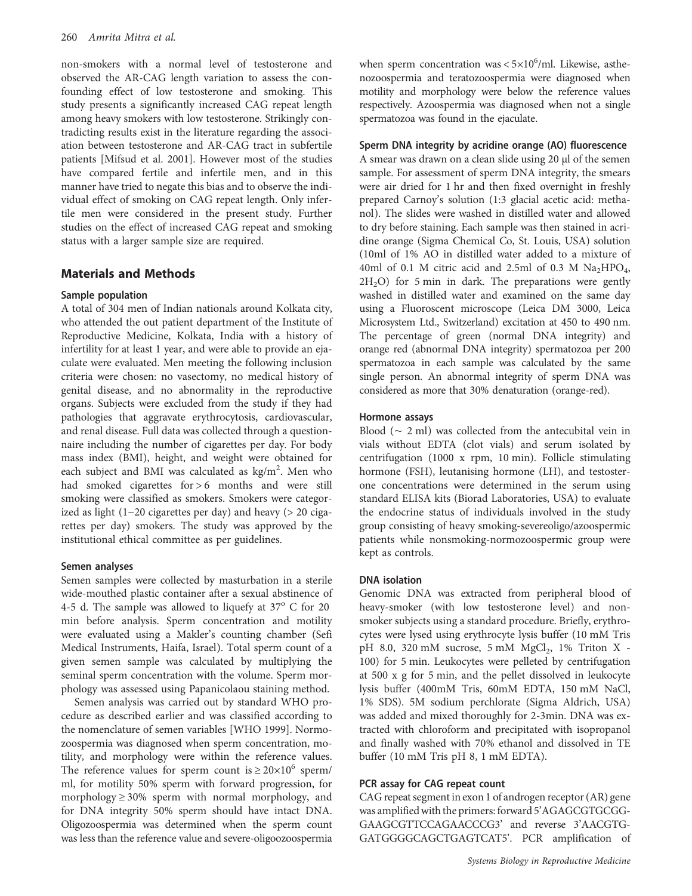non-smokers with a normal level of testosterone and observed the AR-CAG length variation to assess the confounding effect of low testosterone and smoking. This study presents a significantly increased CAG repeat length among heavy smokers with low testosterone. Strikingly contradicting results exist in the literature regarding the association between testosterone and AR-CAG tract in subfertile patients [Mifsud et al. 2001]. However most of the studies have compared fertile and infertile men, and in this manner have tried to negate this bias and to observe the individual effect of smoking on CAG repeat length. Only infertile men were considered in the present study. Further studies on the effect of increased CAG repeat and smoking status with a larger sample size are required.

## Materials and Methods

### Sample population

A total of 304 men of Indian nationals around Kolkata city, who attended the out patient department of the Institute of Reproductive Medicine, Kolkata, India with a history of infertility for at least 1 year, and were able to provide an ejaculate were evaluated. Men meeting the following inclusion criteria were chosen: no vasectomy, no medical history of genital disease, and no abnormality in the reproductive organs. Subjects were excluded from the study if they had pathologies that aggravate erythrocytosis, cardiovascular, and renal disease. Full data was collected through a questionnaire including the number of cigarettes per day. For body mass index (BMI), height, and weight were obtained for each subject and BMI was calculated as kg/m$^2$. Men who had smoked cigarettes for > 6 months and were still smoking were classified as smokers. Smokers were categorized as light (1–20 cigarettes per day) and heavy (> 20 cigarettes per day) smokers. The study was approved by the institutional ethical committee as per guidelines.

### Semen analyses

Semen samples were collected by masturbation in a sterile wide-mouthed plastic container after a sexual abstinence of 4-5 d. The sample was allowed to liquefy at 37$^o$ C for 20 min before analysis. Sperm concentration and motility were evaluated using a Makler's counting chamber (Sefi Medical Instruments, Haifa, Israel). Total sperm count of a given semen sample was calculated by multiplying the seminal sperm concentration with the volume. Sperm morphology was assessed using Papanicolaou staining method.

Semen analysis was carried out by standard WHO procedure as described earlier and was classified according to the nomenclature of semen variables [WHO 1999]. Normozoospermia was diagnosed when sperm concentration, motility, and morphology were within the reference values. The reference values for sperm count is $\geq 20 \times 10^6$ sperm/ml, for motility 50% sperm with forward progression, for morphology $\geq$ 30% sperm with normal morphology, and for DNA integrity 50% sperm should have intact DNA. Oligozoospermia was determined when the sperm count was less than the reference value and severe-oligozoospermia when sperm concentration was $< 5 \times 10^6$/ml. Likewise, asthenozoospermia and teratozoospermia were diagnosed when motility and morphology were below the reference values respectively. Azoospermia was diagnosed when not a single spermatozoa was found in the ejaculate.

### Sperm DNA integrity by acridine orange (AO) fluorescence

A smear was drawn on a clean slide using 20 μl of the semen sample. For assessment of sperm DNA integrity, the smears were air dried for 1 hr and then fixed overnight in freshly prepared Carnoy's solution (1:3 glacial acetic acid: methanol). The slides were washed in distilled water and allowed to dry before staining. Each sample was then stained in acridine orange (Sigma Chemical Co, St. Louis, USA) solution (10ml of 1% AO in distilled water added to a mixture of 40ml of 0.1 M citric acid and 2.5ml of 0.3 M $Na_2HPO_4$, $2H_2O$) for 5 min in dark. The preparations were gently washed in distilled water and examined on the same day using a Fluoroscent microscope (Leica DM 3000, Leica Microsystem Ltd., Switzerland) excitation at 450 to 490 nm. The percentage of green (normal DNA integrity) and orange red (abnormal DNA integrity) spermatozoa per 200 spermatozoa in each sample was calculated by the same single person. An abnormal integrity of sperm DNA was considered as more that 30% denaturation (orange-red).

### Hormone assays

Blood ($\sim$ 2 ml) was collected from the antecubital vein in vials without EDTA (clot vials) and serum isolated by centrifugation (1000 x rpm, 10 min). Follicle stimulating hormone (FSH), leutanising hormone (LH), and testosterone concentrations were determined in the serum using standard ELISA kits (Biorad Laboratories, USA) to evaluate the endocrine status of individuals involved in the study group consisting of heavy smoking-severeoligo/azoospermic patients while nonsmoking-normozoospermic group were kept as controls.

### DNA isolation

Genomic DNA was extracted from peripheral blood of heavy-smoker (with low testosterone level) and nonsmoker subjects using a standard procedure. Briefly, erythrocytes were lysed using erythrocyte lysis buffer (10 mM Tris pH 8.0, 320 mM sucrose, 5 mM $MgCl_2$, 1% Triton X - 100) for 5 min. Leukocytes were pelleted by centrifugation at 500 x g for 5 min, and the pellet dissolved in leukocyte lysis buffer (400mM Tris, 60mM EDTA, 150 mM NaCl, 1% SDS). 5M sodium perchlorate (Sigma Aldrich, USA) was added and mixed thoroughly for 2-3min. DNA was extracted with chloroform and precipitated with isopropanol and finally washed with 70% ethanol and dissolved in TE buffer (10 mM Tris pH 8, 1 mM EDTA).

### PCR assay for CAG repeat count

CAG repeat segment in exon 1 of androgen receptor (AR) gene was amplified with the primers: forward 5'AGAGCGTGCGG-GAAGCGTTCCAGAACCCG3' and reverse 3'AACGTG-GATGGGGCAGCTGAGTCAT5'. PCR amplification of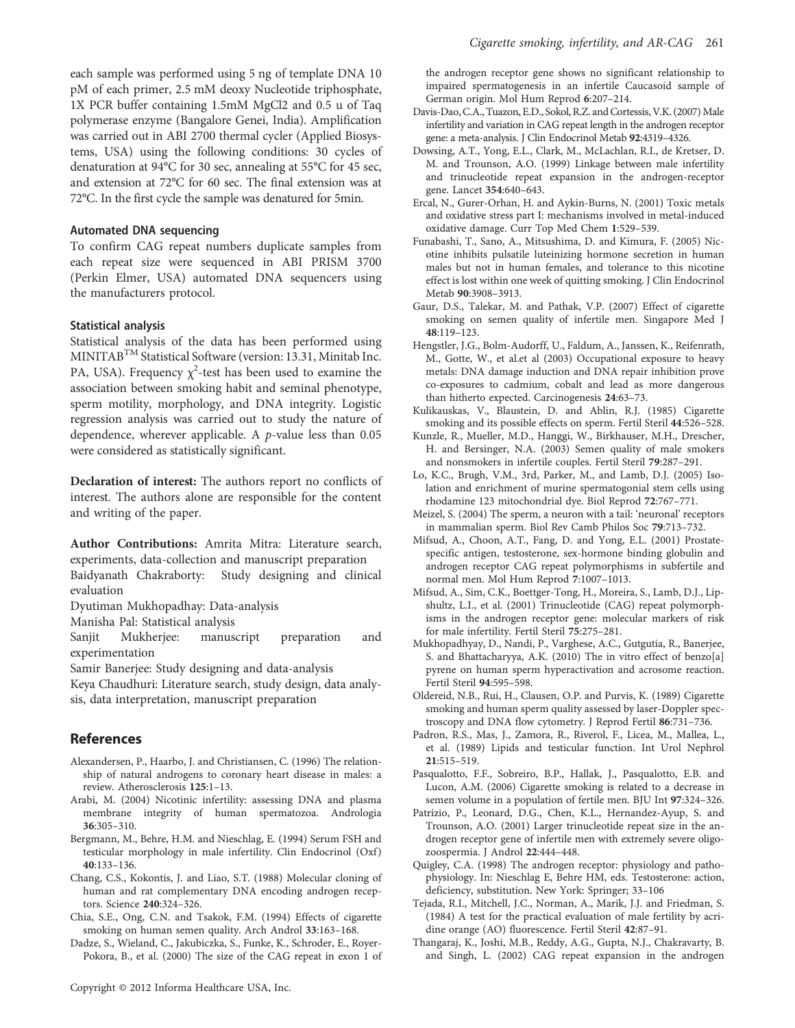each sample was performed using 5 ng of template DNA 10 pM of each primer, 2.5 mM deoxy Nucleotide triphosphate, 1X PCR buffer containing 1.5mM MgCl2 and 0.5 u of Taq polymerase enzyme (Bangalore Genei, India). Amplification was carried out in ABI 2700 thermal cycler (Applied Biosystems, USA) using the following conditions: 30 cycles of denaturation at 94°C for 30 sec, annealing at 55°C for 45 sec, and extension at 72°C for 60 sec. The final extension was at 72°C. In the first cycle the sample was denatured for 5min.

### Automated DNA sequencing

To confirm CAG repeat numbers duplicate samples from each repeat size were sequenced in ABI PRISM 3700 (Perkin Elmer, USA) automated DNA sequencers using the manufacturers protocol.

### Statistical analysis

Statistical analysis of the data has been performed using MINITAB$^{TM}$ Statistical Software (version: 13.31, Minitab Inc. PA, USA). Frequency $\chi^2$-test has been used to examine the association between smoking habit and seminal phenotype, sperm motility, morphology, and DNA integrity. Logistic regression analysis was carried out to study the nature of dependence, wherever applicable. A *p*-value less than 0.05 were considered as statistically significant.

**Declaration of interest:** The authors report no conflicts of interest. The authors alone are responsible for the content and writing of the paper.

**Author Contributions:** Amrita Mitra: Literature search, experiments, data-collection and manuscript preparation
Baidyanath Chakraborty: Study designing and clinical evaluation
Dyutiman Mukhopadhay: Data-analysis
Manisha Pal: Statistical analysis
Sanjit Mukherjee: manuscript preparation and experimentation
Samir Banerjee: Study designing and data-analysis
Keya Chaudhuri: Literature search, study design, data analysis, data interpretation, manuscript preparation

## References

Alexandersen, P., Haarbo, J. and Christiansen, C. (1996) The relationship of natural androgens to coronary heart disease in males: a review. Atherosclerosis **125**:1–13.

Arabi, M. (2004) Nicotinic infertility: assessing DNA and plasma membrane integrity of human spermatozoa. Andrologia **36**:305–310.

Bergmann, M., Behre, H.M. and Nieschlag, E. (1994) Serum FSH and testicular morphology in male infertility. Clin Endocrinol (Oxf) **40**:133–136.

Chang, C.S., Kokontis, J. and Liao, S.T. (1988) Molecular cloning of human and rat complementary DNA encoding androgen receptors. Science **240**:324–326.

Chia, S.E., Ong, C.N. and Tsakok, F.M. (1994) Effects of cigarette smoking on human semen quality. Arch Androl **33**:163–168.

Dadze, S., Wieland, C., Jakubiczka, S., Funke, K., Schroder, E., Royer-Pokora, B., et al. (2000) The size of the CAG repeat in exon 1 of the androgen receptor gene shows no significant relationship to impaired spermatogenesis in an infertile Caucasoid sample of German origin. Mol Hum Reprod **6**:207–214.

Davis-Dao, C.A., Tuazon, E.D., Sokol, R.Z. and Cortessis, V.K. (2007) Male infertility and variation in CAG repeat length in the androgen receptor gene: a meta-analysis. J Clin Endocrinol Metab **92**:4319–4326.

Dowsing, A.T., Yong, E.L., Clark, M., McLachlan, R.I., de Kretser, D. M. and Trounson, A.O. (1999) Linkage between male infertility and trinucleotide repeat expansion in the androgen-receptor gene. Lancet **354**:640–643.

Ercal, N., Gurer-Orhan, H. and Aykin-Burns, N. (2001) Toxic metals and oxidative stress part I: mechanisms involved in metal-induced oxidative damage. Curr Top Med Chem **1**:529–539.

Funabashi, T., Sano, A., Mitsushima, D. and Kimura, F. (2005) Nicotine inhibits pulsatile luteinizing hormone secretion in human males but not in human females, and tolerance to this nicotine effect is lost within one week of quitting smoking. J Clin Endocrinol Metab **90**:3908–3913.

Gaur, D.S., Talekar, M. and Pathak, V.P. (2007) Effect of cigarette smoking on semen quality of infertile men. Singapore Med J **48**:119–123.

Hengstler, J.G., Bolm-Audorff, U., Faldum, A., Janssen, K., Reifenrath, M., Gotte, W., et al.et al (2003) Occupational exposure to heavy metals: DNA damage induction and DNA repair inhibition prove co-exposures to cadmium, cobalt and lead as more dangerous than hitherto expected. Carcinogenesis **24**:63–73.

Kulikauskas, V., Blaustein, D. and Ablin, R.J. (1985) Cigarette smoking and its possible effects on sperm. Fertil Steril **44**:526–528.

Kunzle, R., Mueller, M.D., Hanggi, W., Birkhauser, M.H., Drescher, H. and Bersinger, N.A. (2003) Semen quality of male smokers and nonsmokers in infertile couples. Fertil Steril **79**:287–291.

Lo, K.C., Brugh, V.M., 3rd, Parker, M., and Lamb, D.J. (2005) Isolation and enrichment of murine spermatogonial stem cells using rhodamine 123 mitochondrial dye. Biol Reprod **72**:767–771.

Meizel, S. (2004) The sperm, a neuron with a tail: 'neuronal' receptors in mammalian sperm. Biol Rev Camb Philos Soc **79**:713–732.

Mifsud, A., Choon, A.T., Fang, D. and Yong, E.L. (2001) Prostate-specific antigen, testosterone, sex-hormone binding globulin and androgen receptor CAG repeat polymorphisms in subfertile and normal men. Mol Hum Reprod **7**:1007–1013.

Mifsud, A., Sim, C.K., Boettger-Tong, H., Moreira, S., Lamb, D.J., Lipshultz, L.I., et al. (2001) Trinucleotide (CAG) repeat polymorphisms in the androgen receptor gene: molecular markers of risk for male infertility. Fertil Steril **75**:275–281.

Mukhopadhyay, D., Nandi, P., Varghese, A.C., Gutgutia, R., Banerjee, S. and Bhattacharyya, A.K. (2010) The in vitro effect of benzo[a] pyrene on human sperm hyperactivation and acrosome reaction. Fertil Steril **94**:595–598.

Oldereid, N.B., Rui, H., Clausen, O.P. and Purvis, K. (1989) Cigarette smoking and human sperm quality assessed by laser-Doppler spectroscopy and DNA flow cytometry. J Reprod Fertil **86**:731–736.

Padron, R.S., Mas, J., Zamora, R., Riverol, F., Licea, M., Mallea, L., et al. (1989) Lipids and testicular function. Int Urol Nephrol **21**:515–519.

Pasqualotto, F.F., Sobreiro, B.P., Hallak, J., Pasqualotto, E.B. and Lucon, A.M. (2006) Cigarette smoking is related to a decrease in semen volume in a population of fertile men. BJU Int **97**:324–326.

Patrizio, P., Leonard, D.G., Chen, K.L., Hernandez-Ayup, S. and Trounson, A.O. (2001) Larger trinucleotide repeat size in the androgen receptor gene of infertile men with extremely severe oligozoospermia. J Androl **22**:444–448.

Quigley, C.A. (1998) The androgen receptor: physiology and pathophysiology. In: Nieschlag E, Behre HM, eds. Testosterone: action, deficiency, substitution. New York: Springer; 33–106

Tejada, R.I., Mitchell, J.C., Norman, A., Marik, J.J. and Friedman, S. (1984) A test for the practical evaluation of male fertility by acridine orange (AO) fluorescence. Fertil Steril **42**:87–91.

Thangaraj, K., Joshi, M.B., Reddy, A.G., Gupta, N.J., Chakravarty, B. and Singh, L. (2002) CAG repeat expansion in the androgen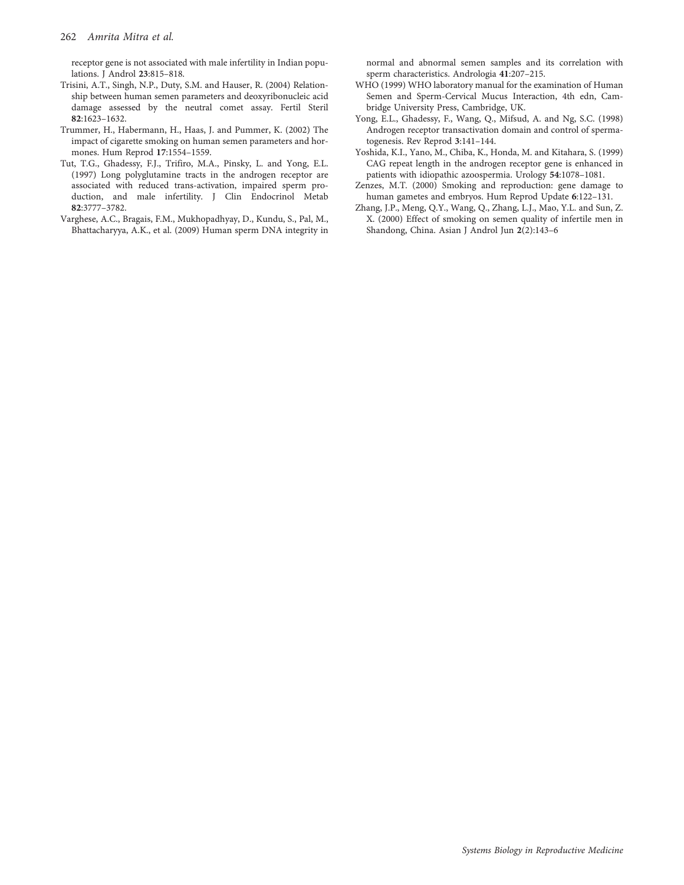receptor gene is not associated with male infertility in Indian populations. J Androl **23**:815–818.

Trisini, A.T., Singh, N.P., Duty, S.M. and Hauser, R. (2004) Relationship between human semen parameters and deoxyribonucleic acid damage assessed by the neutral comet assay. Fertil Steril **82**:1623–1632.

Trummer, H., Habermann, H., Haas, J. and Pummer, K. (2002) The impact of cigarette smoking on human semen parameters and hormones. Hum Reprod **17**:1554–1559.

Tut, T.G., Ghadessy, F.J., Trifiro, M.A., Pinsky, L. and Yong, E.L. (1997) Long polyglutamine tracts in the androgen receptor are associated with reduced trans-activation, impaired sperm production, and male infertility. J Clin Endocrinol Metab **82**:3777–3782.

Varghese, A.C., Bragais, F.M., Mukhopadhyay, D., Kundu, S., Pal, M., Bhattacharyya, A.K., et al. (2009) Human sperm DNA integrity in normal and abnormal semen samples and its correlation with sperm characteristics. Andrologia **41**:207–215.

WHO (1999) WHO laboratory manual for the examination of Human Semen and Sperm-Cervical Mucus Interaction, 4th edn, Cambridge University Press, Cambridge, UK.

Yong, E.L., Ghadessy, F., Wang, Q., Mifsud, A. and Ng, S.C. (1998) Androgen receptor transactivation domain and control of spermatogenesis. Rev Reprod **3**:141–144.

Yoshida, K.I., Yano, M., Chiba, K., Honda, M. and Kitahara, S. (1999) CAG repeat length in the androgen receptor gene is enhanced in patients with idiopathic azoospermia. Urology **54**:1078–1081.

Zenzes, M.T. (2000) Smoking and reproduction: gene damage to human gametes and embryos. Hum Reprod Update **6**:122–131.

Zhang, J.P., Meng, Q.Y., Wang, Q., Zhang, L.J., Mao, Y.L. and Sun, Z. X. (2000) Effect of smoking on semen quality of infertile men in Shandong, China. Asian J Androl Jun **2**(2):143–6